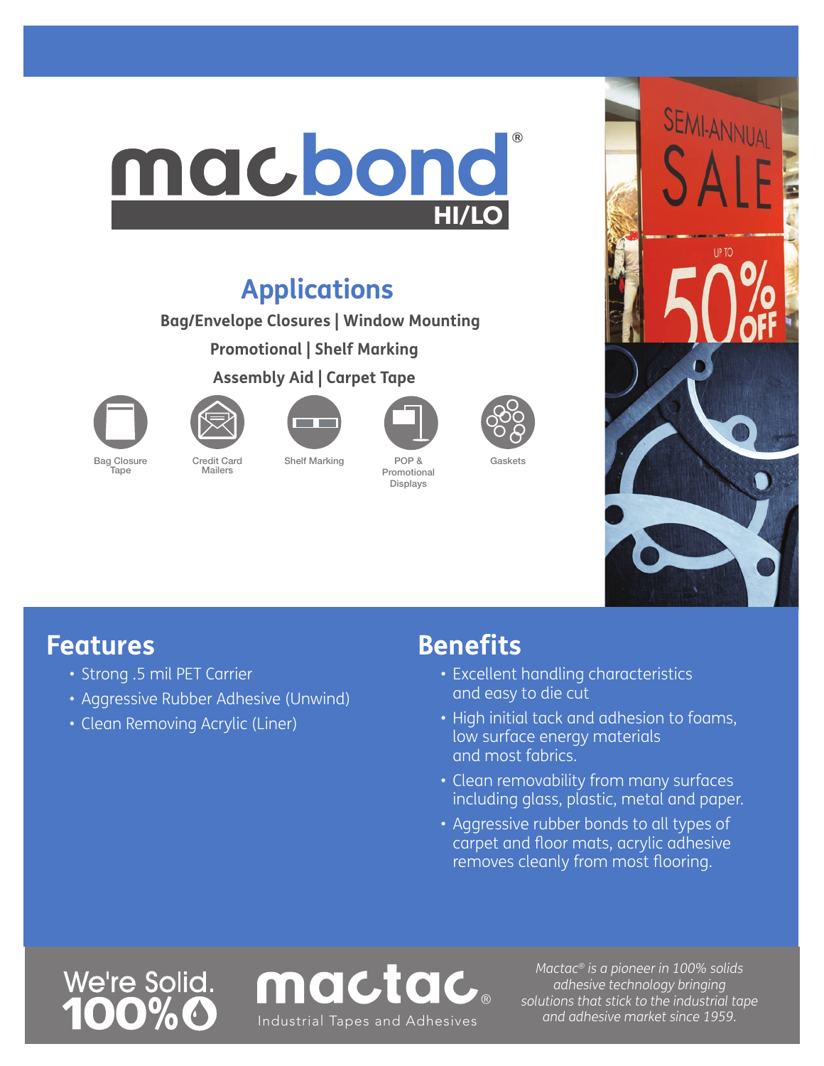# macbond® HI/LO

## Applications

**Bag/Envelope Closures | Window Mounting**

**Promotional | Shelf Marking**

**Assembly Aid | Carpet Tape**

Bag Closure Tape

Credit Card Mailers

Shelf Marking

POP & Promotional Displays

Gaskets

SEMI-ANNUAL SALE UP TO 50% OFF

## Features

- Strong .5 mil PET Carrier
- Aggressive Rubber Adhesive (Unwind)
- Clean Removing Acrylic (Liner)

## Benefits

- Excellent handling characteristics and easy to die cut
- High initial tack and adhesion to foams, low surface energy materials and most fabrics.
- Clean removability from many surfaces including glass, plastic, metal and paper.
- Aggressive rubber bonds to all types of carpet and floor mats, acrylic adhesive removes cleanly from most flooring.

We're Solid. 100%

mactac® Industrial Tapes and Adhesives

*Mactac® is a pioneer in 100% solids adhesive technology bringing solutions that stick to the industrial tape and adhesive market since 1959.*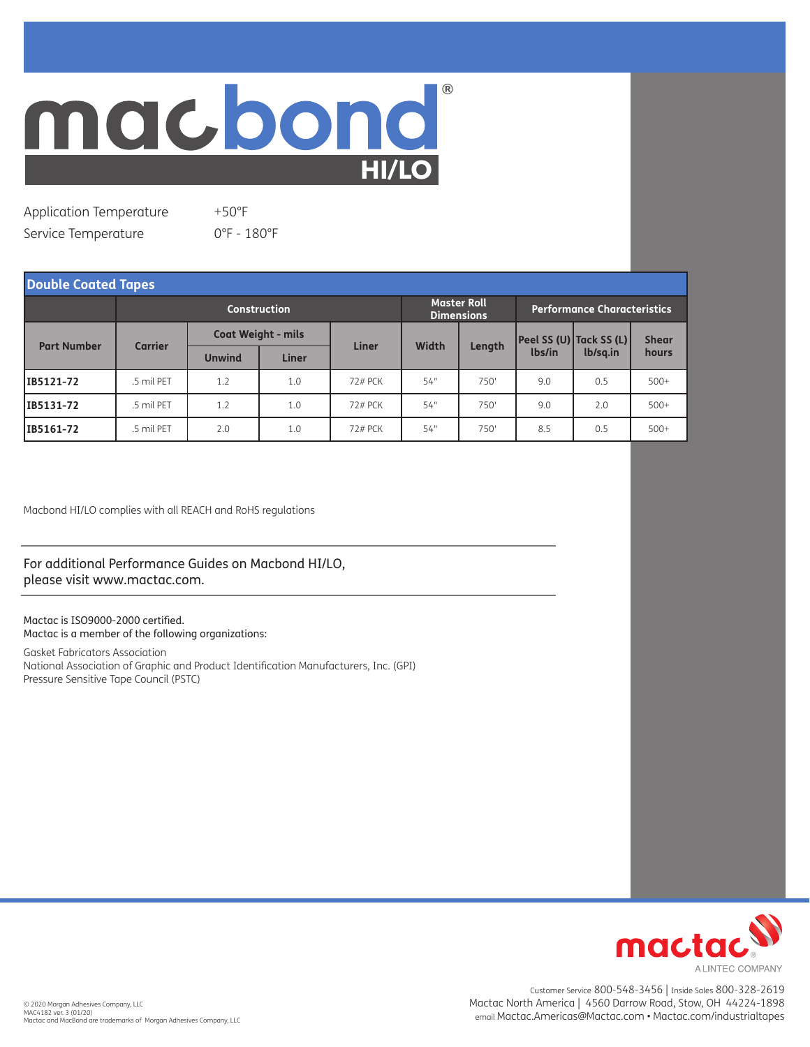# macbond® HI/LO

Application Temperature +50°F

Service Temperature 0°F - 180°F

## Double Coated Tapes

| Part Number | Construction | | | | Master Roll Dimensions | | Performance Characteristics | | |
|---|---|---|---|---|---|---|---|---|---|
| | Carrier | Coat Weight - mils | | Liner | Width | Length | Peel SS (U) lbs/in | Tack SS (L) lb/sq.in | Shear hours |
| | | Unwind | Liner | | | | | | |
| **IB5121-72** | .5 mil PET | 1.2 | 1.0 | 72# PCK | 54" | 750' | 9.0 | 0.5 | 500+ |
| **IB5131-72** | .5 mil PET | 1.2 | 1.0 | 72# PCK | 54" | 750' | 9.0 | 2.0 | 500+ |
| **IB5161-72** | .5 mil PET | 2.0 | 1.0 | 72# PCK | 54" | 750' | 8.5 | 0.5 | 500+ |

Macbond HI/LO complies with all REACH and RoHS regulations

For additional Performance Guides on Macbond HI/LO, please visit www.mactac.com.

Mactac is ISO9000-2000 certified.
Mactac is a member of the following organizations:

Gasket Fabricators Association
National Association of Graphic and Product Identification Manufacturers, Inc. (GPI)
Pressure Sensitive Tape Council (PSTC)

mactac® A LINTEC COMPANY

Customer Service 800-548-3456 | Inside Sales 800-328-2619
Mactac North America | 4560 Darrow Road, Stow, OH 44224-1898
email Mactac.Americas@Mactac.com • Mactac.com/industrialtapes

© 2020 Morgan Adhesives Company, LLC
MAC4182 ver. 3 (01/20)
Mactac and MacBond are trademarks of Morgan Adhesives Company, LLC